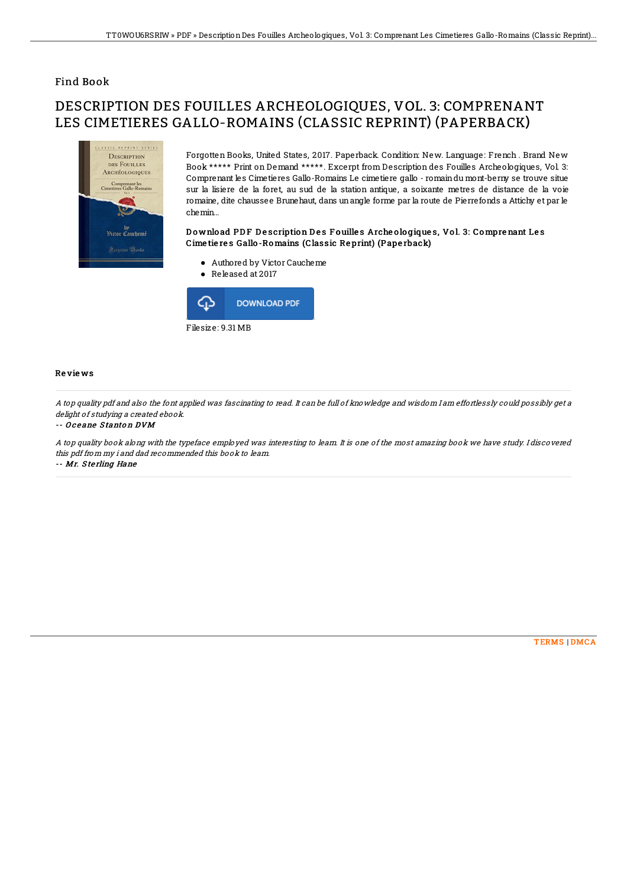Find Book

# DESCRIPTION DES FOUILLES ARCHEOLOGIQUES, VOL. 3: COMPRENANT LES CIMETIERES GALLO-ROMAINS (CLASSIC REPRINT) (PAPERBACK)

Forgotten Books, United States, 2017. Paperback. Condition: New. Language: French . Brand New Book ***** Print on Demand *****. Excerpt from Description des Fouilles Archeologiques, Vol. 3: Comprenant les Cimetieres Gallo-Romains Le cimetiere gallo - romain du mont-berny se trouve situe sur la lisiere de la foret, au sud de la station antique, a soixante metres de distance de la voie romaine, dite chaussee Brunehaut, dans un angle forme par la route de Pierrefonds a Attichy et par le chemin...

### Download PDF Description Des Fouilles Archeologiques, Vol. 3: Comprenant Les Cimetieres Gallo-Romains (Classic Reprint) (Paperback)

- Authored by Victor Caucheme
- Released at 2017

DOWNLOAD PDF

Filesize: 9.31 MB

## Reviews

*A top quality pdf and also the font applied was fascinating to read. It can be full of knowledge and wisdom I am effortlessly could possibly get a delight of studying a created ebook.*

-- *Oceane Stanton DVM*

*A top quality book along with the typeface employed was interesting to learn. It is one of the most amazing book we have study. I discovered this pdf from my i and dad recommended this book to learn.*

-- *Mr. Sterling Hane*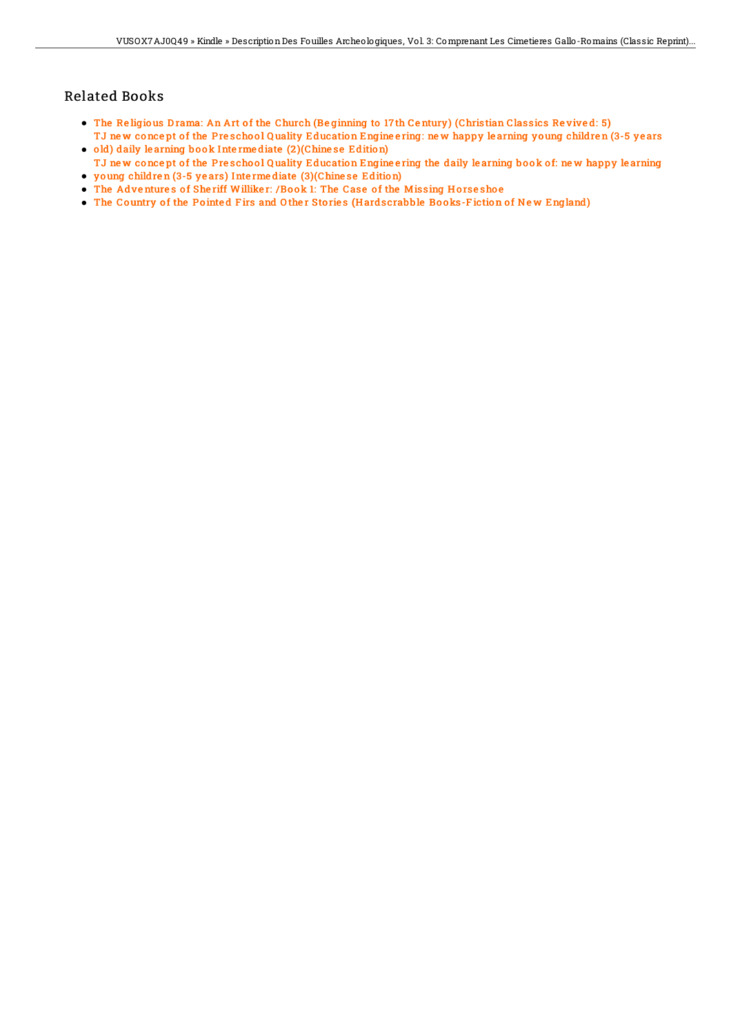## Related Books

- The Religious Drama: An Art of the Church (Beginning to 17th Century) (Christian Classics Revived: 5)
- TJ new concept of the Preschool Quality Education Engineering: new happy learning young children (3-5 years old) daily learning book Intermediate (2)(Chinese Edition)
- TJ new concept of the Preschool Quality Education Engineering the daily learning book of: new happy learning young children (3-5 years) Intermediate (3)(Chinese Edition)
- The Adventures of Sheriff Williker: /Book 1: The Case of the Missing Horseshoe
- The Country of the Pointed Firs and Other Stories (Hardscrabble Books-Fiction of New England)